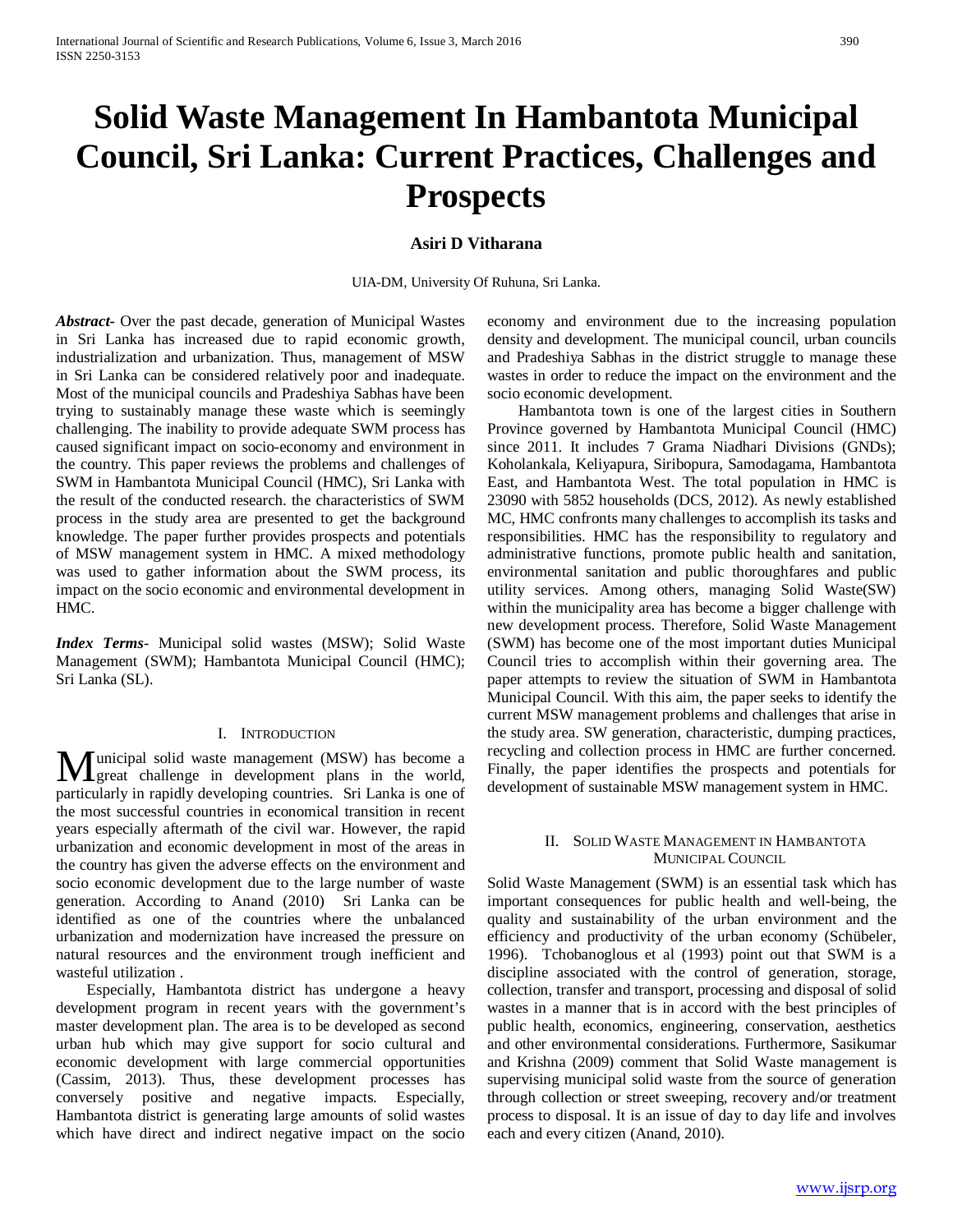# Solid Waste Management In Hambantota Municipal Council, Sri Lanka: Current Practices, Challenges and Prospects

**Asiri D Vitharana**

UIA-DM, University Of Ruhuna, Sri Lanka.

***Abstract***- Over the past decade, generation of Municipal Wastes in Sri Lanka has increased due to rapid economic growth, industrialization and urbanization. Thus, management of MSW in Sri Lanka can be considered relatively poor and inadequate. Most of the municipal councils and Pradeshiya Sabhas have been trying to sustainably manage these waste which is seemingly challenging. The inability to provide adequate SWM process has caused significant impact on socio-economy and environment in the country. This paper reviews the problems and challenges of SWM in Hambantota Municipal Council (HMC), Sri Lanka with the result of the conducted research. the characteristics of SWM process in the study area are presented to get the background knowledge. The paper further provides prospects and potentials of MSW management system in HMC. A mixed methodology was used to gather information about the SWM process, its impact on the socio economic and environmental development in HMC.

***Index Terms***- Municipal solid wastes (MSW); Solid Waste Management (SWM); Hambantota Municipal Council (HMC); Sri Lanka (SL).

## I. Introduction

Municipal solid waste management (MSW) has become a great challenge in development plans in the world, particularly in rapidly developing countries. Sri Lanka is one of the most successful countries in economical transition in recent years especially aftermath of the civil war. However, the rapid urbanization and economic development in most of the areas in the country has given the adverse effects on the environment and socio economic development due to the large number of waste generation. According to Anand (2010) Sri Lanka can be identified as one of the countries where the unbalanced urbanization and modernization have increased the pressure on natural resources and the environment trough inefficient and wasteful utilization .

Especially, Hambantota district has undergone a heavy development program in recent years with the government's master development plan. The area is to be developed as second urban hub which may give support for socio cultural and economic development with large commercial opportunities (Cassim, 2013). Thus, these development processes has conversely positive and negative impacts. Especially, Hambantota district is generating large amounts of solid wastes which have direct and indirect negative impact on the socio economy and environment due to the increasing population density and development. The municipal council, urban councils and Pradeshiya Sabhas in the district struggle to manage these wastes in order to reduce the impact on the environment and the socio economic development.

Hambantota town is one of the largest cities in Southern Province governed by Hambantota Municipal Council (HMC) since 2011. It includes 7 Grama Niadhari Divisions (GNDs); Koholankala, Keliyapura, Siribopura, Samodagama, Hambantota East, and Hambantota West. The total population in HMC is 23090 with 5852 households (DCS, 2012). As newly established MC, HMC confronts many challenges to accomplish its tasks and responsibilities. HMC has the responsibility to regulatory and administrative functions, promote public health and sanitation, environmental sanitation and public thoroughfares and public utility services. Among others, managing Solid Waste(SW) within the municipality area has become a bigger challenge with new development process. Therefore, Solid Waste Management (SWM) has become one of the most important duties Municipal Council tries to accomplish within their governing area. The paper attempts to review the situation of SWM in Hambantota Municipal Council. With this aim, the paper seeks to identify the current MSW management problems and challenges that arise in the study area. SW generation, characteristic, dumping practices, recycling and collection process in HMC are further concerned. Finally, the paper identifies the prospects and potentials for development of sustainable MSW management system in HMC.

## II. Solid Waste Management in Hambantota Municipal Council

Solid Waste Management (SWM) is an essential task which has important consequences for public health and well-being, the quality and sustainability of the urban environment and the efficiency and productivity of the urban economy (Schübeler, 1996). Tchobanoglous et al (1993) point out that SWM is a discipline associated with the control of generation, storage, collection, transfer and transport, processing and disposal of solid wastes in a manner that is in accord with the best principles of public health, economics, engineering, conservation, aesthetics and other environmental considerations. Furthermore, Sasikumar and Krishna (2009) comment that Solid Waste management is supervising municipal solid waste from the source of generation through collection or street sweeping, recovery and/or treatment process to disposal. It is an issue of day to day life and involves each and every citizen (Anand, 2010).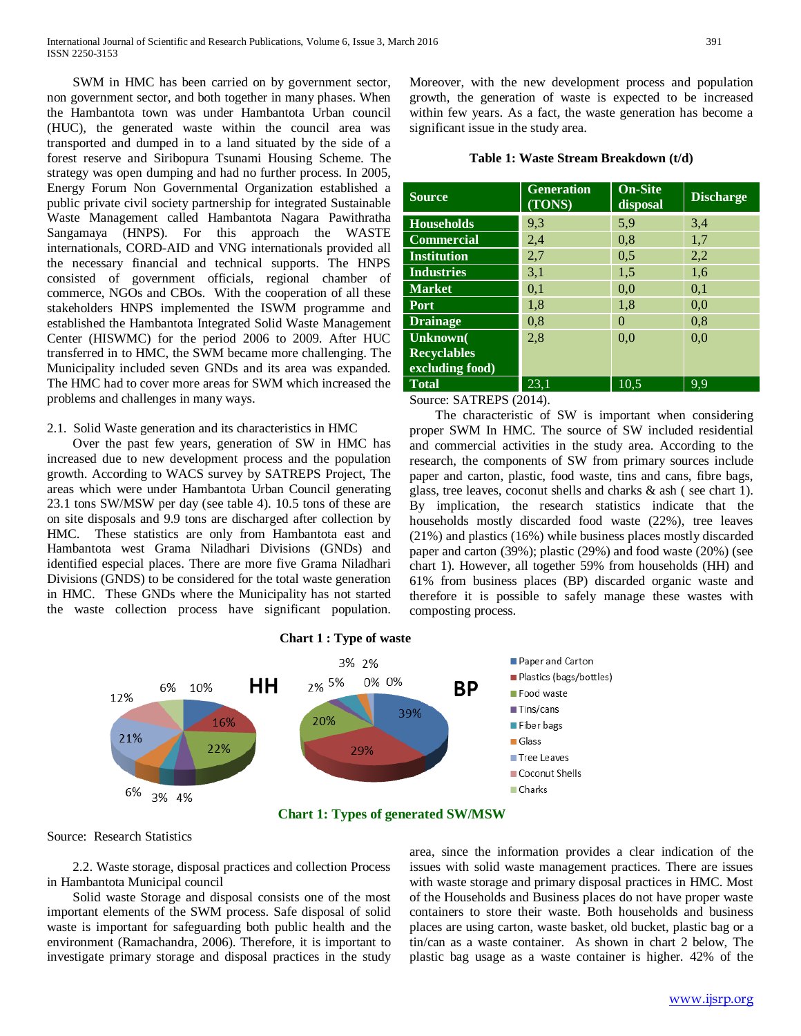SWM in HMC has been carried on by government sector, non government sector, and both together in many phases. When the Hambantota town was under Hambantota Urban council (HUC), the generated waste within the council area was transported and dumped in to a land situated by the side of a forest reserve and Siribopura Tsunami Housing Scheme. The strategy was open dumping and had no further process. In 2005, Energy Forum Non Governmental Organization established a public private civil society partnership for integrated Sustainable Waste Management called Hambantota Nagara Pawithratha Sangamaya (HNPS). For this approach the WASTE internationals, CORD-AID and VNG internationals provided all the necessary financial and technical supports. The HNPS consisted of government officials, regional chamber of commerce, NGOs and CBOs. With the cooperation of all these stakeholders HNPS implemented the ISWM programme and established the Hambantota Integrated Solid Waste Management Center (HISWMC) for the period 2006 to 2009. After HUC transferred in to HMC, the SWM became more challenging. The Municipality included seven GNDs and its area was expanded. The HMC had to cover more areas for SWM which increased the problems and challenges in many ways.

2.1. Solid Waste generation and its characteristics in HMC

Over the past few years, generation of SW in HMC has increased due to new development process and the population growth. According to WACS survey by SATREPS Project, The areas which were under Hambantota Urban Council generating 23.1 tons SW/MSW per day (see table 4). 10.5 tons of these are on site disposals and 9.9 tons are discharged after collection by HMC. These statistics are only from Hambantota east and Hambantota west Grama Niladhari Divisions (GNDs) and identified especial places. There are more five Grama Niladhari Divisions (GNDS) to be considered for the total waste generation in HMC. These GNDs where the Municipality has not started the waste collection process have significant population. Moreover, with the new development process and population growth, the generation of waste is expected to be increased within few years. As a fact, the waste generation has become a significant issue in the study area.

**Table 1: Waste Stream Breakdown (t/d)**

| Source | Generation (TONS) | On-Site disposal | Discharge |
|---|---|---|---|
| **Households** | 9,3 | 5,9 | 3,4 |
| **Commercial** | 2,4 | 0,8 | 1,7 |
| **Institution** | 2,7 | 0,5 | 2,2 |
| **Industries** | 3,1 | 1,5 | 1,6 |
| **Market** | 0,1 | 0,0 | 0,1 |
| **Port** | 1,8 | 1,8 | 0,0 |
| **Drainage** | 0,8 | 0 | 0,8 |
| **Unknown( Recyclables excluding food)** | 2,8 | 0,0 | 0,0 |
| **Total** | 23,1 | 10,5 | 9,9 |

Source: SATREPS (2014).

The characteristic of SW is important when considering proper SWM In HMC. The source of SW included residential and commercial activities in the study area. According to the research, the components of SW from primary sources include paper and carton, plastic, food waste, tins and cans, fibre bags, glass, tree leaves, coconut shells and charks & ash ( see chart 1). By implication, the research statistics indicate that the households mostly discarded food waste (22%), tree leaves (21%) and plastics (16%) while business places mostly discarded paper and carton (39%); plastic (29%) and food waste (20%) (see chart 1). However, all together 59% from households (HH) and 61% from business places (BP) discarded organic waste and therefore it is possible to safely manage these wastes with composting process.

**Chart 1 : Type of waste**

| Type of waste | HH | BP |
|---|---|---|
| Paper and Carton | 10% | 39% |
| Plastics (bags/bottles) | 16% | 29% |
| Food waste | 22% | 20% |
| Tins/cans | 4% | 2% |
| Fiber bags | 3% | 5% |
| Glass | 6% | 3% |
| Tree Leaves | 21% | 2% |
| Coconut Shells | 12% | 0% |
| Charks | 6% | 0% |

**Chart 1: Types of generated SW/MSW**

Source: Research Statistics

2.2. Waste storage, disposal practices and collection Process in Hambantota Municipal council

Solid waste Storage and disposal consists one of the most important elements of the SWM process. Safe disposal of solid waste is important for safeguarding both public health and the environment (Ramachandra, 2006). Therefore, it is important to investigate primary storage and disposal practices in the study area, since the information provides a clear indication of the issues with solid waste management practices. There are issues with waste storage and primary disposal practices in HMC. Most of the Households and Business places do not have proper waste containers to store their waste. Both households and business places are using carton, waste basket, old bucket, plastic bag or a tin/can as a waste container. As shown in chart 2 below, The plastic bag usage as a waste container is higher. 42% of the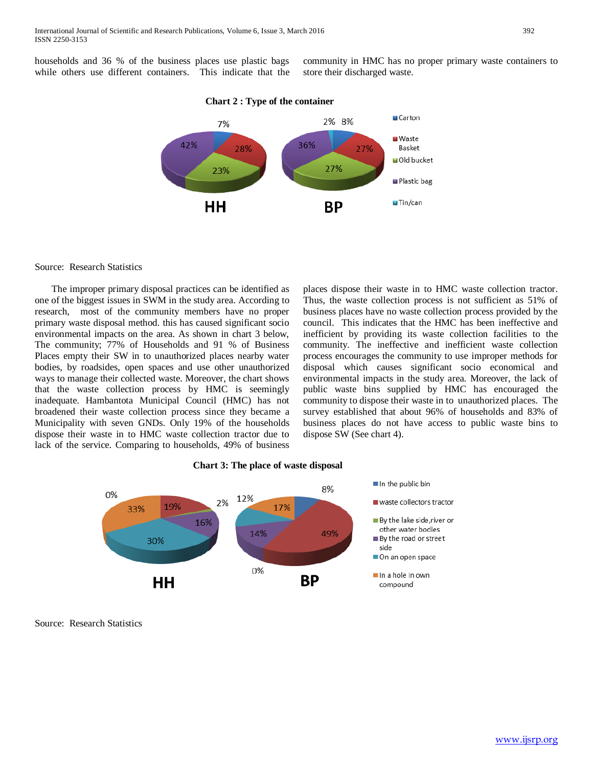households and 36 % of the business places use plastic bags while others use different containers. This indicate that the community in HMC has no proper primary waste containers to store their discharged waste.

**Chart 2 : Type of the container**

Source: Research Statistics

The improper primary disposal practices can be identified as one of the biggest issues in SWM in the study area. According to research, most of the community members have no proper primary waste disposal method. this has caused significant socio environmental impacts on the area. As shown in chart 3 below, The community; 77% of Households and 91 % of Business Places empty their SW in to unauthorized places nearby water bodies, by roadsides, open spaces and use other unauthorized ways to manage their collected waste. Moreover, the chart shows that the waste collection process by HMC is seemingly inadequate. Hambantota Municipal Council (HMC) has not broadened their waste collection process since they became a Municipality with seven GNDs. Only 19% of the households dispose their waste in to HMC waste collection tractor due to lack of the service. Comparing to households, 49% of business places dispose their waste in to HMC waste collection tractor. Thus, the waste collection process is not sufficient as 51% of business places have no waste collection process provided by the council. This indicates that the HMC has been ineffective and inefficient by providing its waste collection facilities to the community. The ineffective and inefficient waste collection process encourages the community to use improper methods for disposal which causes significant socio economical and environmental impacts in the study area. Moreover, the lack of public waste bins supplied by HMC has encouraged the community to dispose their waste in to unauthorized places. The survey established that about 96% of households and 83% of business places do not have access to public waste bins to dispose SW (See chart 4).

**Chart 3: The place of waste disposal**

Source: Research Statistics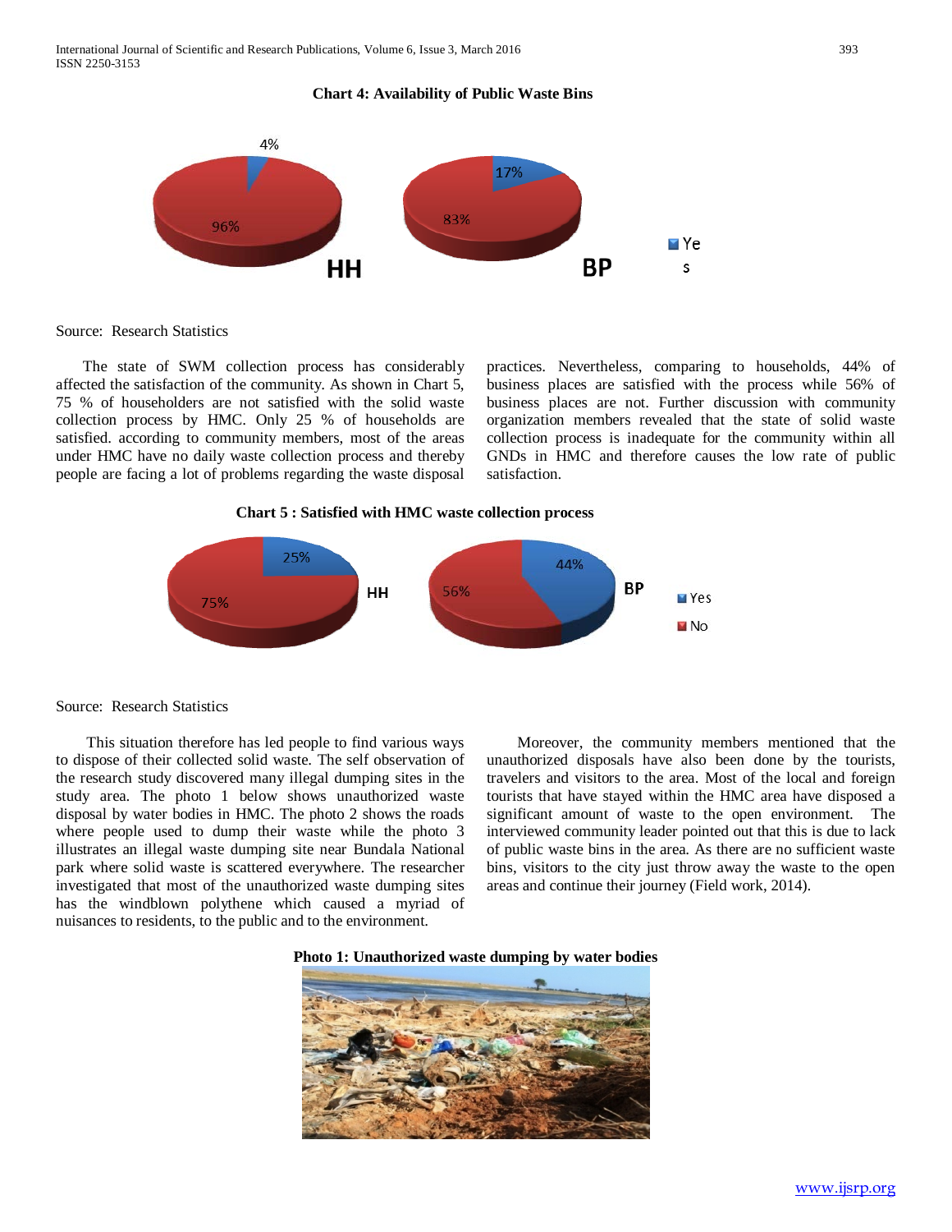**Chart 4: Availability of Public Waste Bins**

Source: Research Statistics

The state of SWM collection process has considerably affected the satisfaction of the community. As shown in Chart 5, 75 % of householders are not satisfied with the solid waste collection process by HMC. Only 25 % of households are satisfied. according to community members, most of the areas under HMC have no daily waste collection process and thereby people are facing a lot of problems regarding the waste disposal practices. Nevertheless, comparing to households, 44% of business places are satisfied with the process while 56% of business places are not. Further discussion with community organization members revealed that the state of solid waste collection process is inadequate for the community within all GNDs in HMC and therefore causes the low rate of public satisfaction.

**Chart 5 : Satisfied with HMC waste collection process**

Source: Research Statistics

This situation therefore has led people to find various ways to dispose of their collected solid waste. The self observation of the research study discovered many illegal dumping sites in the study area. The photo 1 below shows unauthorized waste disposal by water bodies in HMC. The photo 2 shows the roads where people used to dump their waste while the photo 3 illustrates an illegal waste dumping site near Bundala National park where solid waste is scattered everywhere. The researcher investigated that most of the unauthorized waste dumping sites has the windblown polythene which caused a myriad of nuisances to residents, to the public and to the environment.

Moreover, the community members mentioned that the unauthorized disposals have also been done by the tourists, travelers and visitors to the area. Most of the local and foreign tourists that have stayed within the HMC area have disposed a significant amount of waste to the open environment. The interviewed community leader pointed out that this is due to lack of public waste bins in the area. As there are no sufficient waste bins, visitors to the city just throw away the waste to the open areas and continue their journey (Field work, 2014).

**Photo 1: Unauthorized waste dumping by water bodies**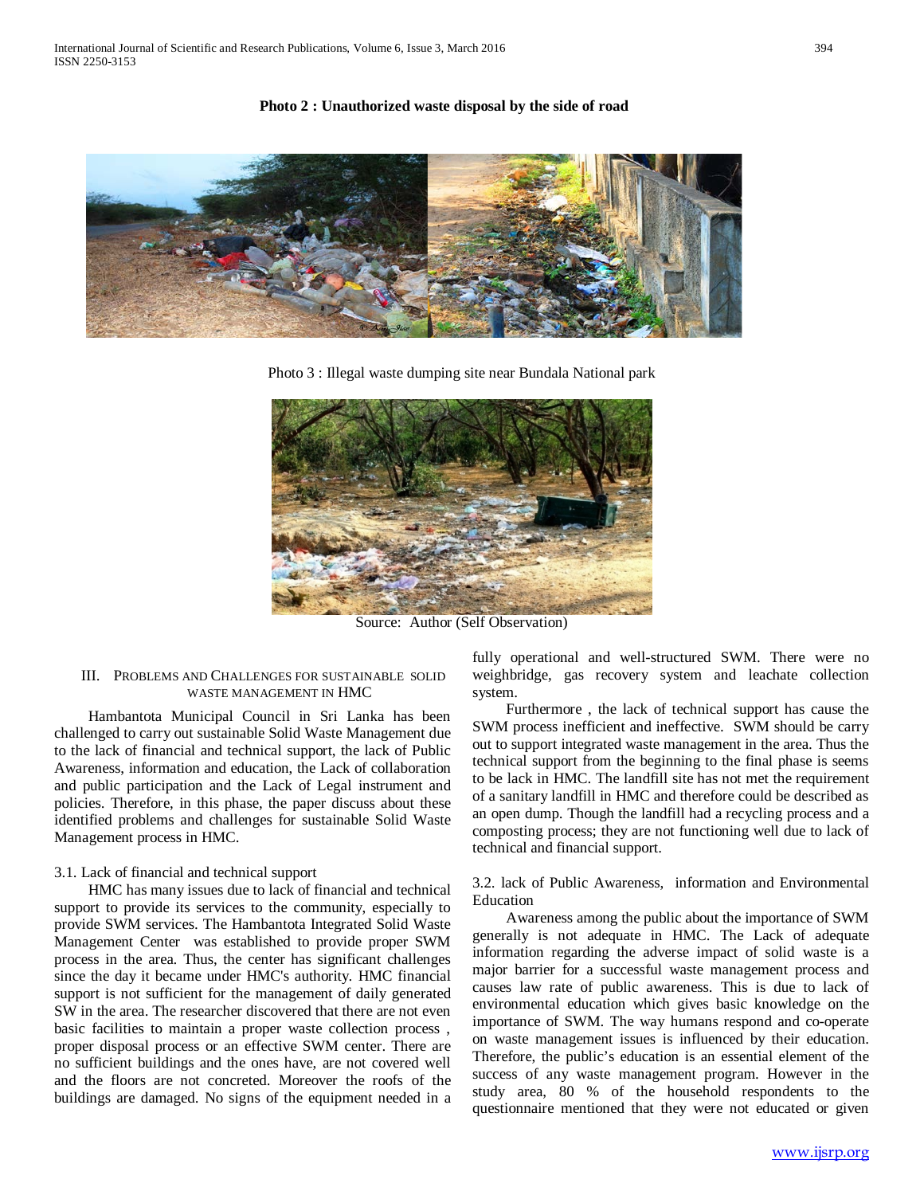**Photo 2 : Unauthorized waste disposal by the side of road**

Photo 3 : Illegal waste dumping site near Bundala National park

Source: Author (Self Observation)

## III. Problems and Challenges for Sustainable Solid Waste Management in HMC

Hambantota Municipal Council in Sri Lanka has been challenged to carry out sustainable Solid Waste Management due to the lack of financial and technical support, the lack of Public Awareness, information and education, the Lack of collaboration and public participation and the Lack of Legal instrument and policies. Therefore, in this phase, the paper discuss about these identified problems and challenges for sustainable Solid Waste Management process in HMC.

### 3.1. Lack of financial and technical support

HMC has many issues due to lack of financial and technical support to provide its services to the community, especially to provide SWM services. The Hambantota Integrated Solid Waste Management Center was established to provide proper SWM process in the area. Thus, the center has significant challenges since the day it became under HMC's authority. HMC financial support is not sufficient for the management of daily generated SW in the area. The researcher discovered that there are not even basic facilities to maintain a proper waste collection process , proper disposal process or an effective SWM center. There are no sufficient buildings and the ones have, are not covered well and the floors are not concreted. Moreover the roofs of the buildings are damaged. No signs of the equipment needed in a fully operational and well-structured SWM. There were no weighbridge, gas recovery system and leachate collection system.

Furthermore , the lack of technical support has cause the SWM process inefficient and ineffective. SWM should be carry out to support integrated waste management in the area. Thus the technical support from the beginning to the final phase is seems to be lack in HMC. The landfill site has not met the requirement of a sanitary landfill in HMC and therefore could be described as an open dump. Though the landfill had a recycling process and a composting process; they are not functioning well due to lack of technical and financial support.

### 3.2. lack of Public Awareness, information and Environmental Education

Awareness among the public about the importance of SWM generally is not adequate in HMC. The Lack of adequate information regarding the adverse impact of solid waste is a major barrier for a successful waste management process and causes law rate of public awareness. This is due to lack of environmental education which gives basic knowledge on the importance of SWM. The way humans respond and co-operate on waste management issues is influenced by their education. Therefore, the public's education is an essential element of the success of any waste management program. However in the study area, 80 % of the household respondents to the questionnaire mentioned that they were not educated or given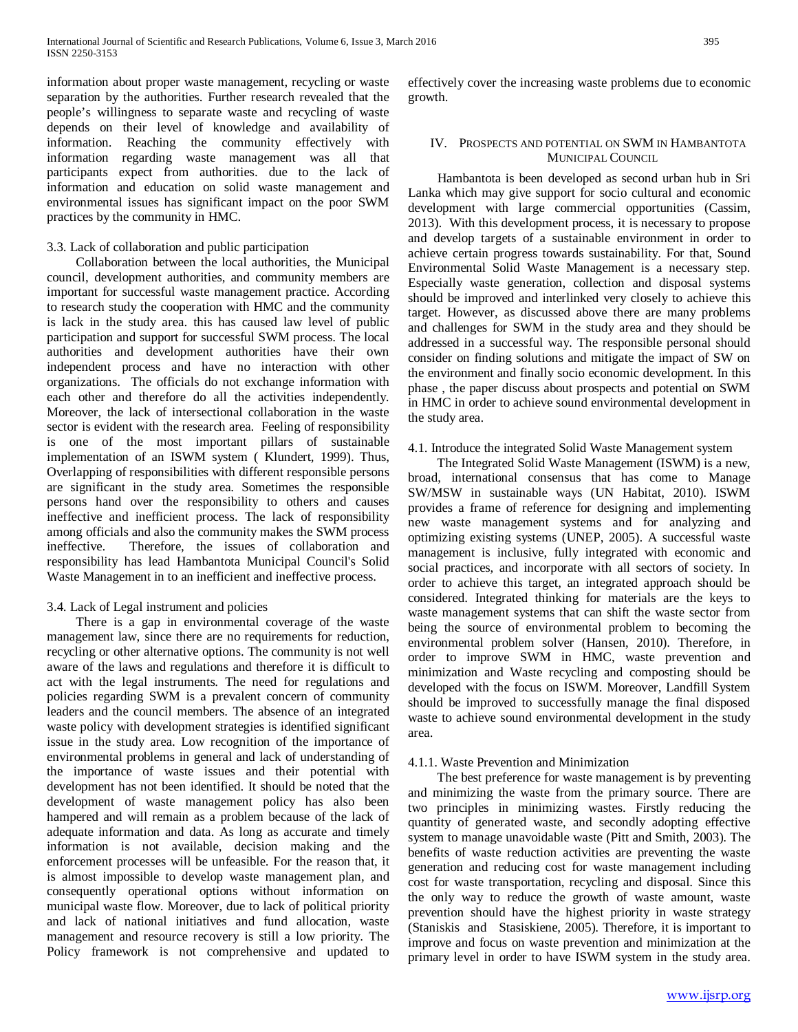information about proper waste management, recycling or waste separation by the authorities. Further research revealed that the people's willingness to separate waste and recycling of waste depends on their level of knowledge and availability of information. Reaching the community effectively with information regarding waste management was all that participants expect from authorities. due to the lack of information and education on solid waste management and environmental issues has significant impact on the poor SWM practices by the community in HMC.

### 3.3. Lack of collaboration and public participation

Collaboration between the local authorities, the Municipal council, development authorities, and community members are important for successful waste management practice. According to research study the cooperation with HMC and the community is lack in the study area. this has caused law level of public participation and support for successful SWM process. The local authorities and development authorities have their own independent process and have no interaction with other organizations. The officials do not exchange information with each other and therefore do all the activities independently. Moreover, the lack of intersectional collaboration in the waste sector is evident with the research area. Feeling of responsibility is one of the most important pillars of sustainable implementation of an ISWM system ( Klundert, 1999). Thus, Overlapping of responsibilities with different responsible persons are significant in the study area. Sometimes the responsible persons hand over the responsibility to others and causes ineffective and inefficient process. The lack of responsibility among officials and also the community makes the SWM process ineffective. Therefore, the issues of collaboration and responsibility has lead Hambantota Municipal Council's Solid Waste Management in to an inefficient and ineffective process.

### 3.4. Lack of Legal instrument and policies

There is a gap in environmental coverage of the waste management law, since there are no requirements for reduction, recycling or other alternative options. The community is not well aware of the laws and regulations and therefore it is difficult to act with the legal instruments. The need for regulations and policies regarding SWM is a prevalent concern of community leaders and the council members. The absence of an integrated waste policy with development strategies is identified significant issue in the study area. Low recognition of the importance of environmental problems in general and lack of understanding of the importance of waste issues and their potential with development has not been identified. It should be noted that the development of waste management policy has also been hampered and will remain as a problem because of the lack of adequate information and data. As long as accurate and timely information is not available, decision making and the enforcement processes will be unfeasible. For the reason that, it is almost impossible to develop waste management plan, and consequently operational options without information on municipal waste flow. Moreover, due to lack of political priority and lack of national initiatives and fund allocation, waste management and resource recovery is still a low priority. The Policy framework is not comprehensive and updated to effectively cover the increasing waste problems due to economic growth.

## IV. Prospects and potential on SWM in Hambantota Municipal Council

Hambantota is been developed as second urban hub in Sri Lanka which may give support for socio cultural and economic development with large commercial opportunities (Cassim, 2013). With this development process, it is necessary to propose and develop targets of a sustainable environment in order to achieve certain progress towards sustainability. For that, Sound Environmental Solid Waste Management is a necessary step. Especially waste generation, collection and disposal systems should be improved and interlinked very closely to achieve this target. However, as discussed above there are many problems and challenges for SWM in the study area and they should be addressed in a successful way. The responsible personal should consider on finding solutions and mitigate the impact of SW on the environment and finally socio economic development. In this phase , the paper discuss about prospects and potential on SWM in HMC in order to achieve sound environmental development in the study area.

### 4.1. Introduce the integrated Solid Waste Management system

The Integrated Solid Waste Management (ISWM) is a new, broad, international consensus that has come to Manage SW/MSW in sustainable ways (UN Habitat, 2010). ISWM provides a frame of reference for designing and implementing new waste management systems and for analyzing and optimizing existing systems (UNEP, 2005). A successful waste management is inclusive, fully integrated with economic and social practices, and incorporate with all sectors of society. In order to achieve this target, an integrated approach should be considered. Integrated thinking for materials are the keys to waste management systems that can shift the waste sector from being the source of environmental problem to becoming the environmental problem solver (Hansen, 2010). Therefore, in order to improve SWM in HMC, waste prevention and minimization and Waste recycling and composting should be developed with the focus on ISWM. Moreover, Landfill System should be improved to successfully manage the final disposed waste to achieve sound environmental development in the study area.

#### 4.1.1. Waste Prevention and Minimization

The best preference for waste management is by preventing and minimizing the waste from the primary source. There are two principles in minimizing wastes. Firstly reducing the quantity of generated waste, and secondly adopting effective system to manage unavoidable waste (Pitt and Smith, 2003). The benefits of waste reduction activities are preventing the waste generation and reducing cost for waste management including cost for waste transportation, recycling and disposal. Since this the only way to reduce the growth of waste amount, waste prevention should have the highest priority in waste strategy (Staniskis and Stasiskiene, 2005). Therefore, it is important to improve and focus on waste prevention and minimization at the primary level in order to have ISWM system in the study area.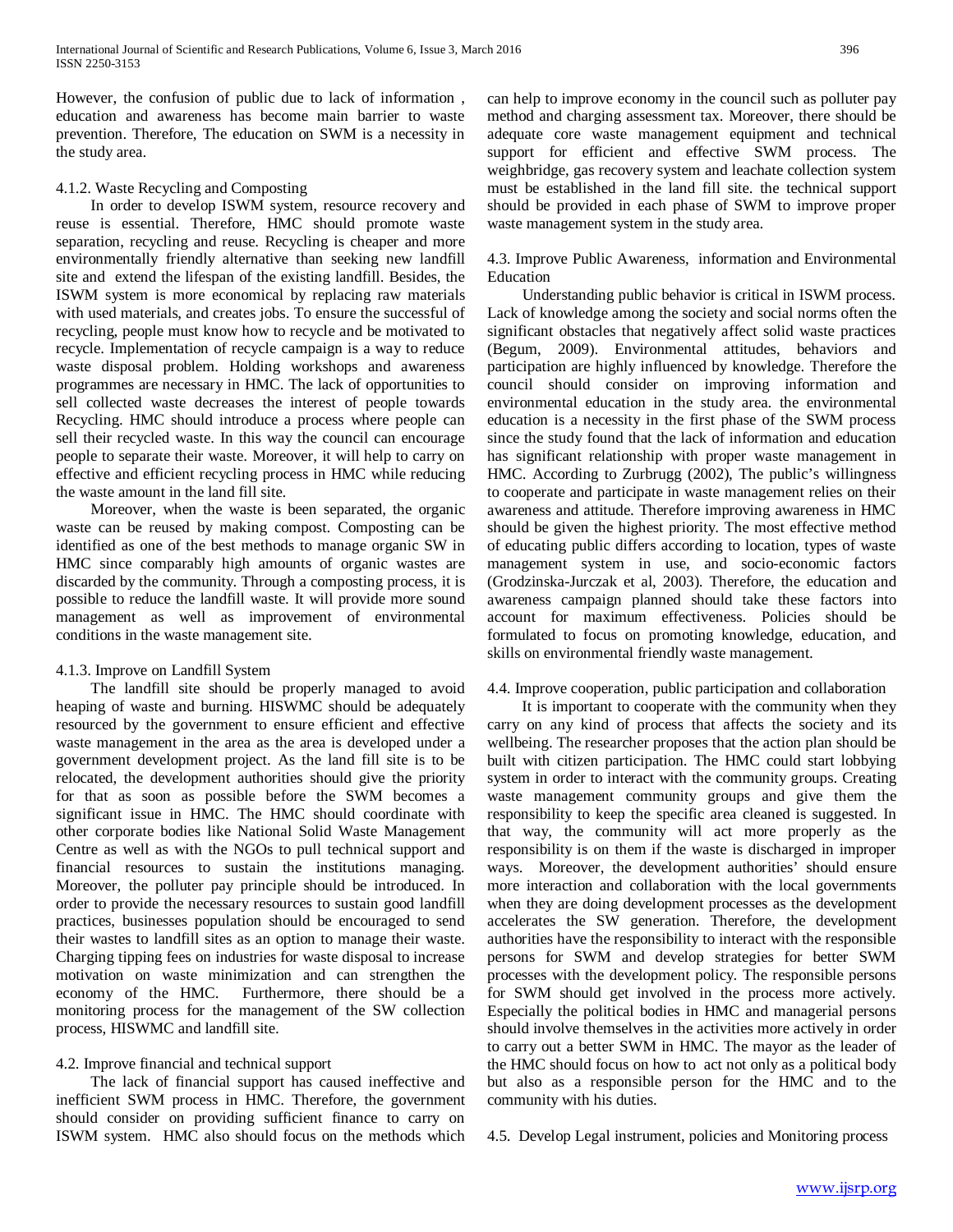However, the confusion of public due to lack of information , education and awareness has become main barrier to waste prevention. Therefore, The education on SWM is a necessity in the study area.

#### 4.1.2. Waste Recycling and Composting

In order to develop ISWM system, resource recovery and reuse is essential. Therefore, HMC should promote waste separation, recycling and reuse. Recycling is cheaper and more environmentally friendly alternative than seeking new landfill site and extend the lifespan of the existing landfill. Besides, the ISWM system is more economical by replacing raw materials with used materials, and creates jobs. To ensure the successful of recycling, people must know how to recycle and be motivated to recycle. Implementation of recycle campaign is a way to reduce waste disposal problem. Holding workshops and awareness programmes are necessary in HMC. The lack of opportunities to sell collected waste decreases the interest of people towards Recycling. HMC should introduce a process where people can sell their recycled waste. In this way the council can encourage people to separate their waste. Moreover, it will help to carry on effective and efficient recycling process in HMC while reducing the waste amount in the land fill site.

Moreover, when the waste is been separated, the organic waste can be reused by making compost. Composting can be identified as one of the best methods to manage organic SW in HMC since comparably high amounts of organic wastes are discarded by the community. Through a composting process, it is possible to reduce the landfill waste. It will provide more sound management as well as improvement of environmental conditions in the waste management site.

#### 4.1.3. Improve on Landfill System

The landfill site should be properly managed to avoid heaping of waste and burning. HISWMC should be adequately resourced by the government to ensure efficient and effective waste management in the area as the area is developed under a government development project. As the land fill site is to be relocated, the development authorities should give the priority for that as soon as possible before the SWM becomes a significant issue in HMC. The HMC should coordinate with other corporate bodies like National Solid Waste Management Centre as well as with the NGOs to pull technical support and financial resources to sustain the institutions managing. Moreover, the polluter pay principle should be introduced. In order to provide the necessary resources to sustain good landfill practices, businesses population should be encouraged to send their wastes to landfill sites as an option to manage their waste. Charging tipping fees on industries for waste disposal to increase motivation on waste minimization and can strengthen the economy of the HMC. Furthermore, there should be a monitoring process for the management of the SW collection process, HISWMC and landfill site.

### 4.2. Improve financial and technical support

The lack of financial support has caused ineffective and inefficient SWM process in HMC. Therefore, the government should consider on providing sufficient finance to carry on ISWM system. HMC also should focus on the methods which can help to improve economy in the council such as polluter pay method and charging assessment tax. Moreover, there should be adequate core waste management equipment and technical support for efficient and effective SWM process. The weighbridge, gas recovery system and leachate collection system must be established in the land fill site. the technical support should be provided in each phase of SWM to improve proper waste management system in the study area.

### 4.3. Improve Public Awareness, information and Environmental Education

Understanding public behavior is critical in ISWM process. Lack of knowledge among the society and social norms often the significant obstacles that negatively affect solid waste practices (Begum, 2009). Environmental attitudes, behaviors and participation are highly influenced by knowledge. Therefore the council should consider on improving information and environmental education in the study area. the environmental education is a necessity in the first phase of the SWM process since the study found that the lack of information and education has significant relationship with proper waste management in HMC. According to Zurbrugg (2002), The public's willingness to cooperate and participate in waste management relies on their awareness and attitude. Therefore improving awareness in HMC should be given the highest priority. The most effective method of educating public differs according to location, types of waste management system in use, and socio-economic factors (Grodzinska-Jurczak et al, 2003). Therefore, the education and awareness campaign planned should take these factors into account for maximum effectiveness. Policies should be formulated to focus on promoting knowledge, education, and skills on environmental friendly waste management.

### 4.4. Improve cooperation, public participation and collaboration

It is important to cooperate with the community when they carry on any kind of process that affects the society and its wellbeing. The researcher proposes that the action plan should be built with citizen participation. The HMC could start lobbying system in order to interact with the community groups. Creating waste management community groups and give them the responsibility to keep the specific area cleaned is suggested. In that way, the community will act more properly as the responsibility is on them if the waste is discharged in improper ways. Moreover, the development authorities' should ensure more interaction and collaboration with the local governments when they are doing development processes as the development accelerates the SW generation. Therefore, the development authorities have the responsibility to interact with the responsible persons for SWM and develop strategies for better SWM processes with the development policy. The responsible persons for SWM should get involved in the process more actively. Especially the political bodies in HMC and managerial persons should involve themselves in the activities more actively in order to carry out a better SWM in HMC. The mayor as the leader of the HMC should focus on how to act not only as a political body but also as a responsible person for the HMC and to the community with his duties.

### 4.5. Develop Legal instrument, policies and Monitoring process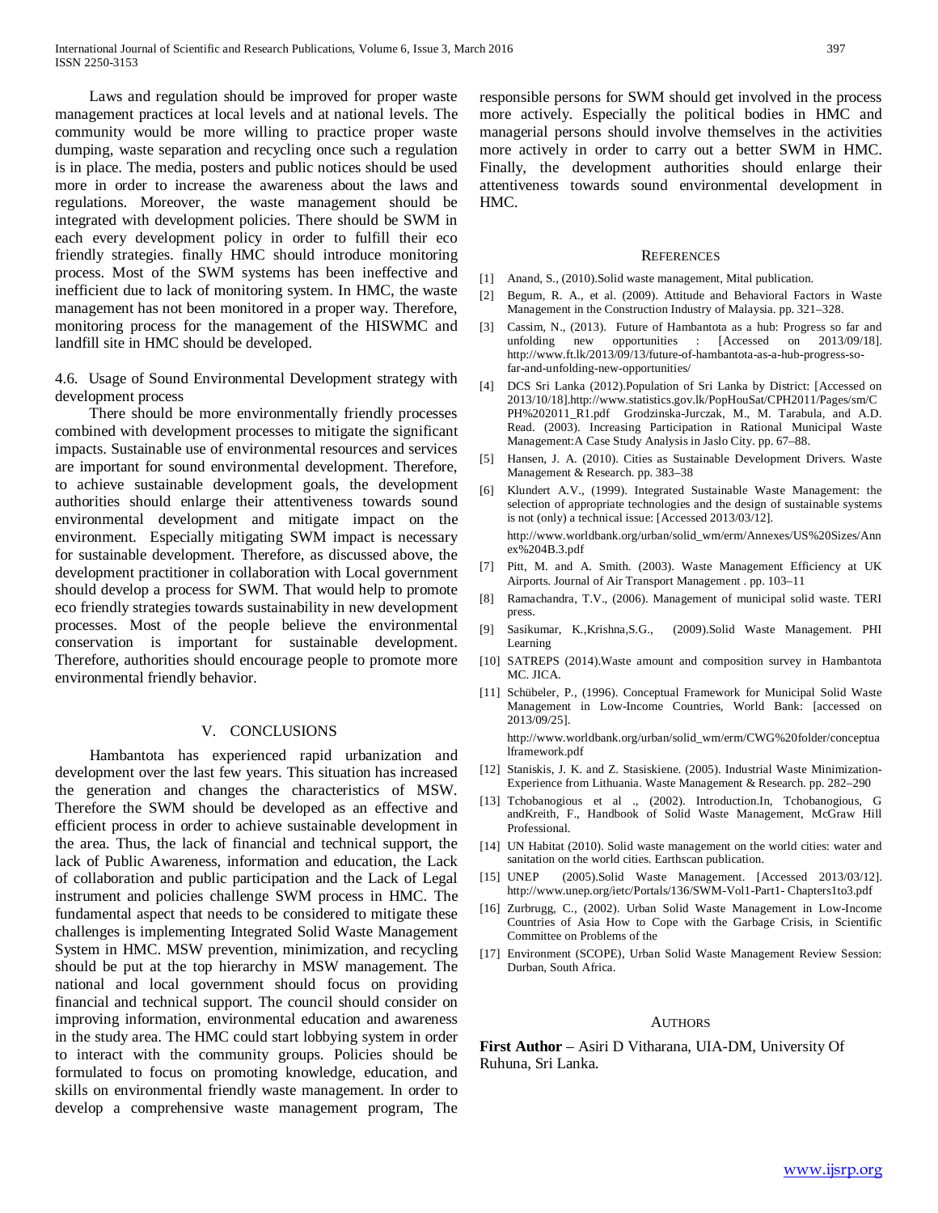Laws and regulation should be improved for proper waste management practices at local levels and at national levels. The community would be more willing to practice proper waste dumping, waste separation and recycling once such a regulation is in place. The media, posters and public notices should be used more in order to increase the awareness about the laws and regulations. Moreover, the waste management should be integrated with development policies. There should be SWM in each every development policy in order to fulfill their eco friendly strategies. finally HMC should introduce monitoring process. Most of the SWM systems has been ineffective and inefficient due to lack of monitoring system. In HMC, the waste management has not been monitored in a proper way. Therefore, monitoring process for the management of the HISWMC and landfill site in HMC should be developed.

### 4.6. Usage of Sound Environmental Development strategy with development process

There should be more environmentally friendly processes combined with development processes to mitigate the significant impacts. Sustainable use of environmental resources and services are important for sound environmental development. Therefore, to achieve sustainable development goals, the development authorities should enlarge their attentiveness towards sound environmental development and mitigate impact on the environment. Especially mitigating SWM impact is necessary for sustainable development. Therefore, as discussed above, the development practitioner in collaboration with Local government should develop a process for SWM. That would help to promote eco friendly strategies towards sustainability in new development processes. Most of the people believe the environmental conservation is important for sustainable development. Therefore, authorities should encourage people to promote more environmental friendly behavior.

## V. CONCLUSIONS

Hambantota has experienced rapid urbanization and development over the last few years. This situation has increased the generation and changes the characteristics of MSW. Therefore the SWM should be developed as an effective and efficient process in order to achieve sustainable development in the area. Thus, the lack of financial and technical support, the lack of Public Awareness, information and education, the Lack of collaboration and public participation and the Lack of Legal instrument and policies challenge SWM process in HMC. The fundamental aspect that needs to be considered to mitigate these challenges is implementing Integrated Solid Waste Management System in HMC. MSW prevention, minimization, and recycling should be put at the top hierarchy in MSW management. The national and local government should focus on providing financial and technical support. The council should consider on improving information, environmental education and awareness in the study area. The HMC could start lobbying system in order to interact with the community groups. Policies should be formulated to focus on promoting knowledge, education, and skills on environmental friendly waste management. In order to develop a comprehensive waste management program, The responsible persons for SWM should get involved in the process more actively. Especially the political bodies in HMC and managerial persons should involve themselves in the activities more actively in order to carry out a better SWM in HMC. Finally, the development authorities should enlarge their attentiveness towards sound environmental development in HMC.

## REFERENCES

[1] Anand, S., (2010).Solid waste management, Mital publication.

[2] Begum, R. A., et al. (2009). Attitude and Behavioral Factors in Waste Management in the Construction Industry of Malaysia. pp. 321–328.

[3] Cassim, N., (2013). Future of Hambantota as a hub: Progress so far and unfolding new opportunities : [Accessed on 2013/09/18]. http://www.ft.lk/2013/09/13/future-of-hambantota-as-a-hub-progress-so-far-and-unfolding-new-opportunities/

[4] DCS Sri Lanka (2012).Population of Sri Lanka by District: [Accessed on 2013/10/18].http://www.statistics.gov.lk/PopHouSat/CPH2011/Pages/sm/CPH%202011_R1.pdf Grodzinska-Jurczak, M., M. Tarabula, and A.D. Read. (2003). Increasing Participation in Rational Municipal Waste Management:A Case Study Analysis in Jaslo City. pp. 67–88.

[5] Hansen, J. A. (2010). Cities as Sustainable Development Drivers. Waste Management & Research. pp. 383–38

[6] Klundert A.V., (1999). Integrated Sustainable Waste Management: the selection of appropriate technologies and the design of sustainable systems is not (only) a technical issue: [Accessed 2013/03/12].

http://www.worldbank.org/urban/solid_wm/erm/Annexes/US%20Sizes/Annex%204B.3.pdf

[7] Pitt, M. and A. Smith. (2003). Waste Management Efficiency at UK Airports. Journal of Air Transport Management . pp. 103–11

[8] Ramachandra, T.V., (2006). Management of municipal solid waste. TERI press.

[9] Sasikumar, K.,Krishna,S.G., (2009).Solid Waste Management. PHI Learning

[10] SATREPS (2014).Waste amount and composition survey in Hambantota MC. JICA.

[11] Schübeler, P., (1996). Conceptual Framework for Municipal Solid Waste Management in Low-Income Countries, World Bank: [accessed on 2013/09/25].

http://www.worldbank.org/urban/solid_wm/erm/CWG%20folder/conceptualframework.pdf

[12] Staniskis, J. K. and Z. Stasiskiene. (2005). Industrial Waste Minimization-Experience from Lithuania. Waste Management & Research. pp. 282–290

[13] Tchobanogious et al ., (2002). Introduction.In, Tchobanogious, G andKreith, F., Handbook of Solid Waste Management, McGraw Hill Professional.

[14] UN Habitat (2010). Solid waste management on the world cities: water and sanitation on the world cities. Earthscan publication.

[15] UNEP (2005).Solid Waste Management. [Accessed 2013/03/12]. http://www.unep.org/ietc/Portals/136/SWM-Vol1-Part1- Chapters1to3.pdf

[16] Zurbrugg, C., (2002). Urban Solid Waste Management in Low-Income Countries of Asia How to Cope with the Garbage Crisis, in Scientific Committee on Problems of the

[17] Environment (SCOPE), Urban Solid Waste Management Review Session: Durban, South Africa.

## AUTHORS

**First Author** – Asiri D Vitharana, UIA-DM, University Of Ruhuna, Sri Lanka.